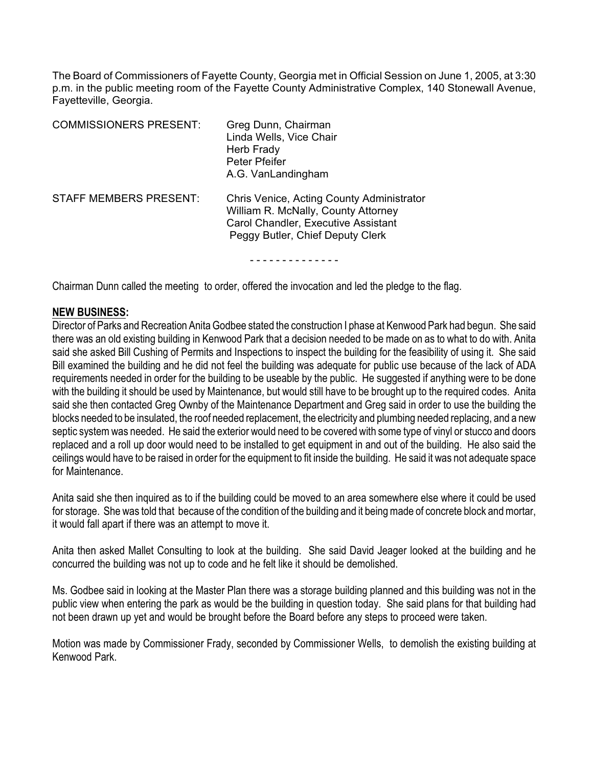The Board of Commissioners of Fayette County, Georgia met in Official Session on June 1, 2005, at 3:30 p.m. in the public meeting room of the Fayette County Administrative Complex, 140 Stonewall Avenue, Fayetteville, Georgia.

COMMISSIONERS PRESENT: Greg Dunn, Chairman
Linda Wells, Vice Chair
Herb Frady
Peter Pfeifer
A.G. VanLandingham

STAFF MEMBERS PRESENT: Chris Venice, Acting County Administrator
William R. McNally, County Attorney
Carol Chandler, Executive Assistant
Peggy Butler, Chief Deputy Clerk

- - - - - - - - - - - - - -

Chairman Dunn called the meeting to order, offered the invocation and led the pledge to the flag.

**NEW BUSINESS:**

Director of Parks and Recreation Anita Godbee stated the construction I phase at Kenwood Park had begun. She said there was an old existing building in Kenwood Park that a decision needed to be made on as to what to do with. Anita said she asked Bill Cushing of Permits and Inspections to inspect the building for the feasibility of using it. She said Bill examined the building and he did not feel the building was adequate for public use because of the lack of ADA requirements needed in order for the building to be useable by the public. He suggested if anything were to be done with the building it should be used by Maintenance, but would still have to be brought up to the required codes. Anita said she then contacted Greg Ownby of the Maintenance Department and Greg said in order to use the building the blocks needed to be insulated, the roof needed replacement, the electricity and plumbing needed replacing, and a new septic system was needed. He said the exterior would need to be covered with some type of vinyl or stucco and doors replaced and a roll up door would need to be installed to get equipment in and out of the building. He also said the ceilings would have to be raised in order for the equipment to fit inside the building. He said it was not adequate space for Maintenance.

Anita said she then inquired as to if the building could be moved to an area somewhere else where it could be used for storage. She was told that because of the condition of the building and it being made of concrete block and mortar, it would fall apart if there was an attempt to move it.

Anita then asked Mallet Consulting to look at the building. She said David Jeager looked at the building and he concurred the building was not up to code and he felt like it should be demolished.

Ms. Godbee said in looking at the Master Plan there was a storage building planned and this building was not in the public view when entering the park as would be the building in question today. She said plans for that building had not been drawn up yet and would be brought before the Board before any steps to proceed were taken.

Motion was made by Commissioner Frady, seconded by Commissioner Wells, to demolish the existing building at Kenwood Park.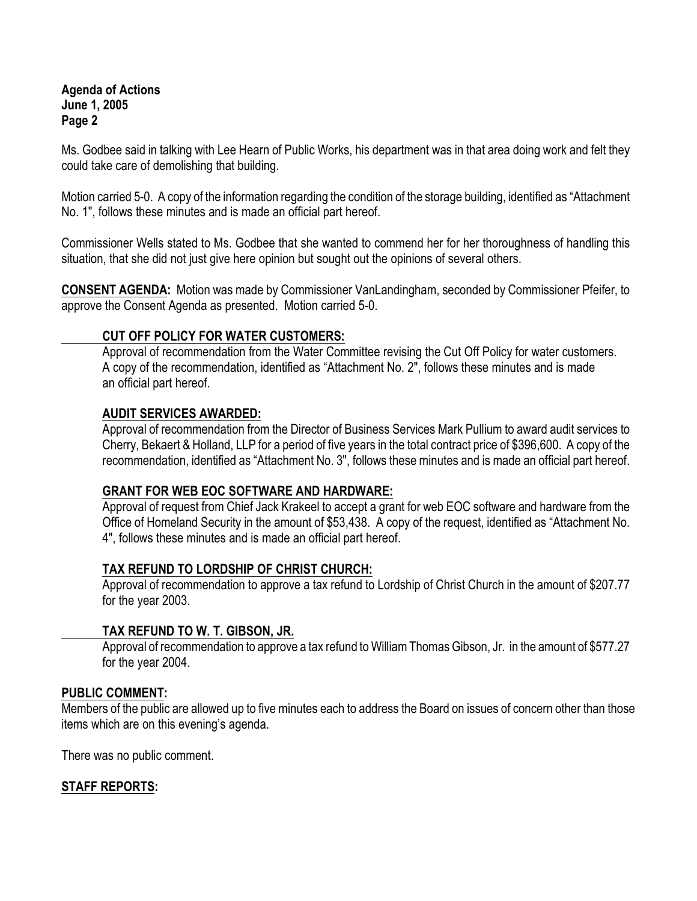Ms. Godbee said in talking with Lee Hearn of Public Works, his department was in that area doing work and felt they could take care of demolishing that building.

Motion carried 5-0. A copy of the information regarding the condition of the storage building, identified as "Attachment No. 1", follows these minutes and is made an official part hereof.

Commissioner Wells stated to Ms. Godbee that she wanted to commend her for her thoroughness of handling this situation, that she did not just give here opinion but sought out the opinions of several others.

**CONSENT AGENDA:** Motion was made by Commissioner VanLandingham, seconded by Commissioner Pfeifer, to approve the Consent Agenda as presented. Motion carried 5-0.

**CUT OFF POLICY FOR WATER CUSTOMERS:**
Approval of recommendation from the Water Committee revising the Cut Off Policy for water customers. A copy of the recommendation, identified as "Attachment No. 2", follows these minutes and is made an official part hereof.

**AUDIT SERVICES AWARDED:**
Approval of recommendation from the Director of Business Services Mark Pullium to award audit services to Cherry, Bekaert & Holland, LLP for a period of five years in the total contract price of $396,600. A copy of the recommendation, identified as "Attachment No. 3", follows these minutes and is made an official part hereof.

**GRANT FOR WEB EOC SOFTWARE AND HARDWARE:**
Approval of request from Chief Jack Krakeel to accept a grant for web EOC software and hardware from the Office of Homeland Security in the amount of $53,438. A copy of the request, identified as "Attachment No. 4", follows these minutes and is made an official part hereof.

**TAX REFUND TO LORDSHIP OF CHRIST CHURCH:**
Approval of recommendation to approve a tax refund to Lordship of Christ Church in the amount of $207.77 for the year 2003.

**TAX REFUND TO W. T. GIBSON, JR.**
Approval of recommendation to approve a tax refund to William Thomas Gibson, Jr. in the amount of $577.27 for the year 2004.

**PUBLIC COMMENT:**
Members of the public are allowed up to five minutes each to address the Board on issues of concern other than those items which are on this evening's agenda.

There was no public comment.

**STAFF REPORTS:**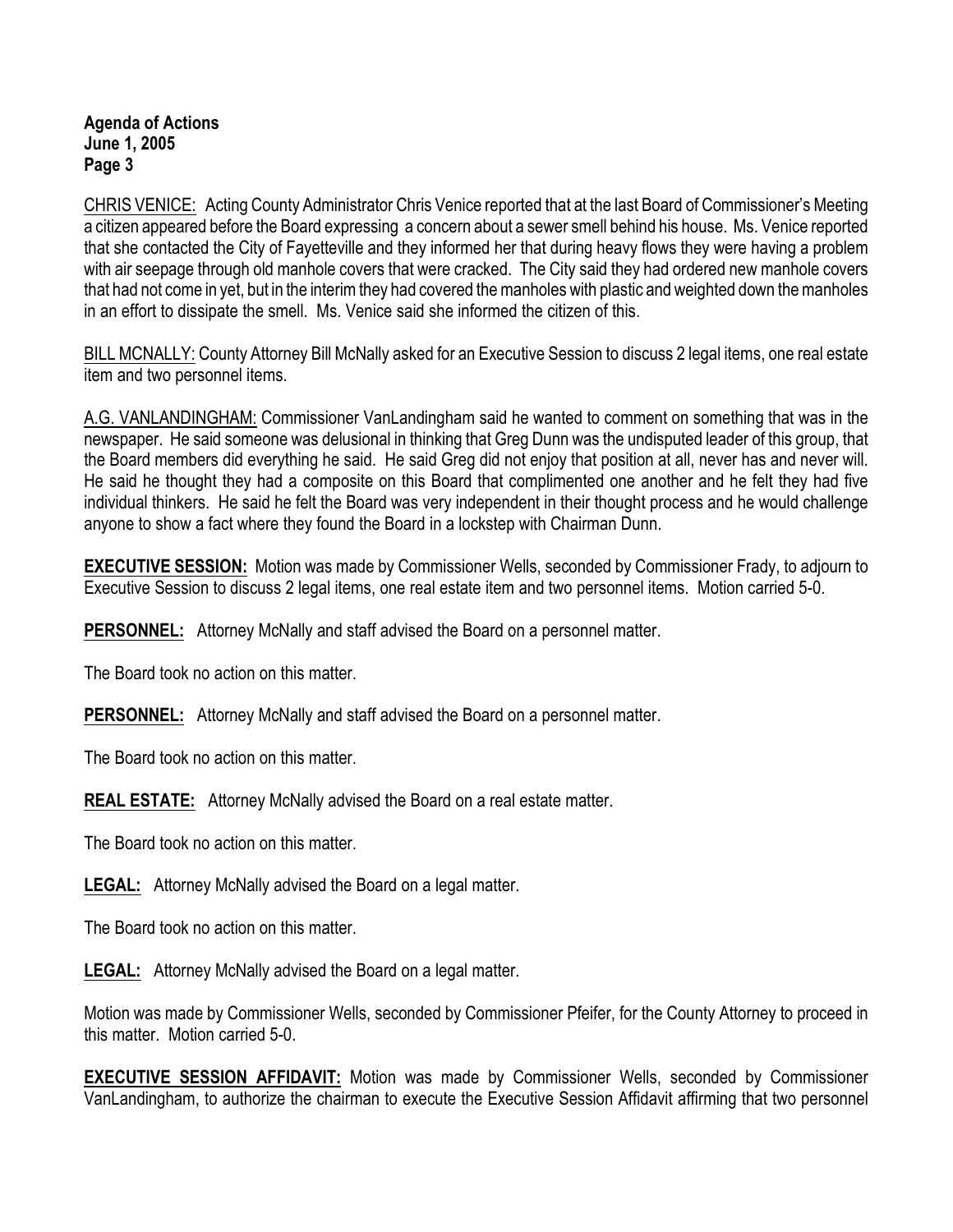CHRIS VENICE: Acting County Administrator Chris Venice reported that at the last Board of Commissioner's Meeting a citizen appeared before the Board expressing a concern about a sewer smell behind his house. Ms. Venice reported that she contacted the City of Fayetteville and they informed her that during heavy flows they were having a problem with air seepage through old manhole covers that were cracked. The City said they had ordered new manhole covers that had not come in yet, but in the interim they had covered the manholes with plastic and weighted down the manholes in an effort to dissipate the smell. Ms. Venice said she informed the citizen of this.

BILL MCNALLY: County Attorney Bill McNally asked for an Executive Session to discuss 2 legal items, one real estate item and two personnel items.

A.G. VANLANDINGHAM: Commissioner VanLandingham said he wanted to comment on something that was in the newspaper. He said someone was delusional in thinking that Greg Dunn was the undisputed leader of this group, that the Board members did everything he said. He said Greg did not enjoy that position at all, never has and never will. He said he thought they had a composite on this Board that complimented one another and he felt they had five individual thinkers. He said he felt the Board was very independent in their thought process and he would challenge anyone to show a fact where they found the Board in a lockstep with Chairman Dunn.

**EXECUTIVE SESSION:** Motion was made by Commissioner Wells, seconded by Commissioner Frady, to adjourn to Executive Session to discuss 2 legal items, one real estate item and two personnel items. Motion carried 5-0.

**PERSONNEL:** Attorney McNally and staff advised the Board on a personnel matter.

The Board took no action on this matter.

**PERSONNEL:** Attorney McNally and staff advised the Board on a personnel matter.

The Board took no action on this matter.

**REAL ESTATE:** Attorney McNally advised the Board on a real estate matter.

The Board took no action on this matter.

**LEGAL:** Attorney McNally advised the Board on a legal matter.

The Board took no action on this matter.

**LEGAL:** Attorney McNally advised the Board on a legal matter.

Motion was made by Commissioner Wells, seconded by Commissioner Pfeifer, for the County Attorney to proceed in this matter. Motion carried 5-0.

**EXECUTIVE SESSION AFFIDAVIT:** Motion was made by Commissioner Wells, seconded by Commissioner VanLandingham, to authorize the chairman to execute the Executive Session Affidavit affirming that two personnel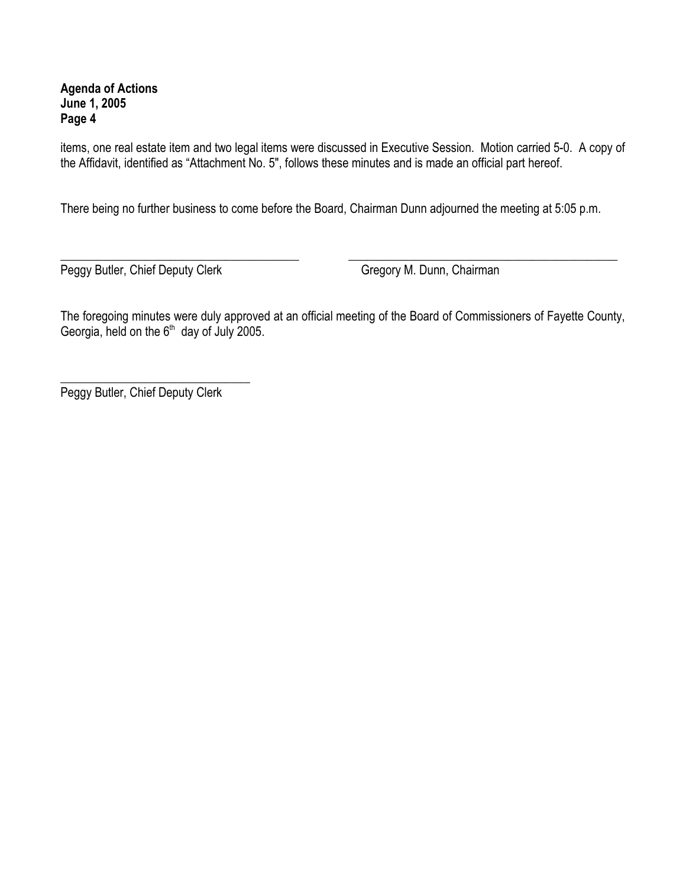items, one real estate item and two legal items were discussed in Executive Session. Motion carried 5-0. A copy of the Affidavit, identified as "Attachment No. 5", follows these minutes and is made an official part hereof.

There being no further business to come before the Board, Chairman Dunn adjourned the meeting at 5:05 p.m.

\_\_\_\_\_\_\_\_\_\_\_\_\_\_\_\_\_\_\_\_\_\_\_\_\_\_\_\_\_\_\_\_\_\_\_\_\_\_\_\_ \_\_\_\_\_\_\_\_\_\_\_\_\_\_\_\_\_\_\_\_\_\_\_\_\_\_\_\_\_\_\_\_\_\_\_\_\_\_\_\_\_\_\_\_\_\_\_

Peggy Butler, Chief Deputy Clerk Gregory M. Dunn, Chairman

The foregoing minutes were duly approved at an official meeting of the Board of Commissioners of Fayette County, Georgia, held on the 6th day of July 2005.

\_\_\_\_\_\_\_\_\_\_\_\_\_\_\_\_\_\_\_\_\_\_\_\_\_\_\_\_\_\_\_\_

Peggy Butler, Chief Deputy Clerk